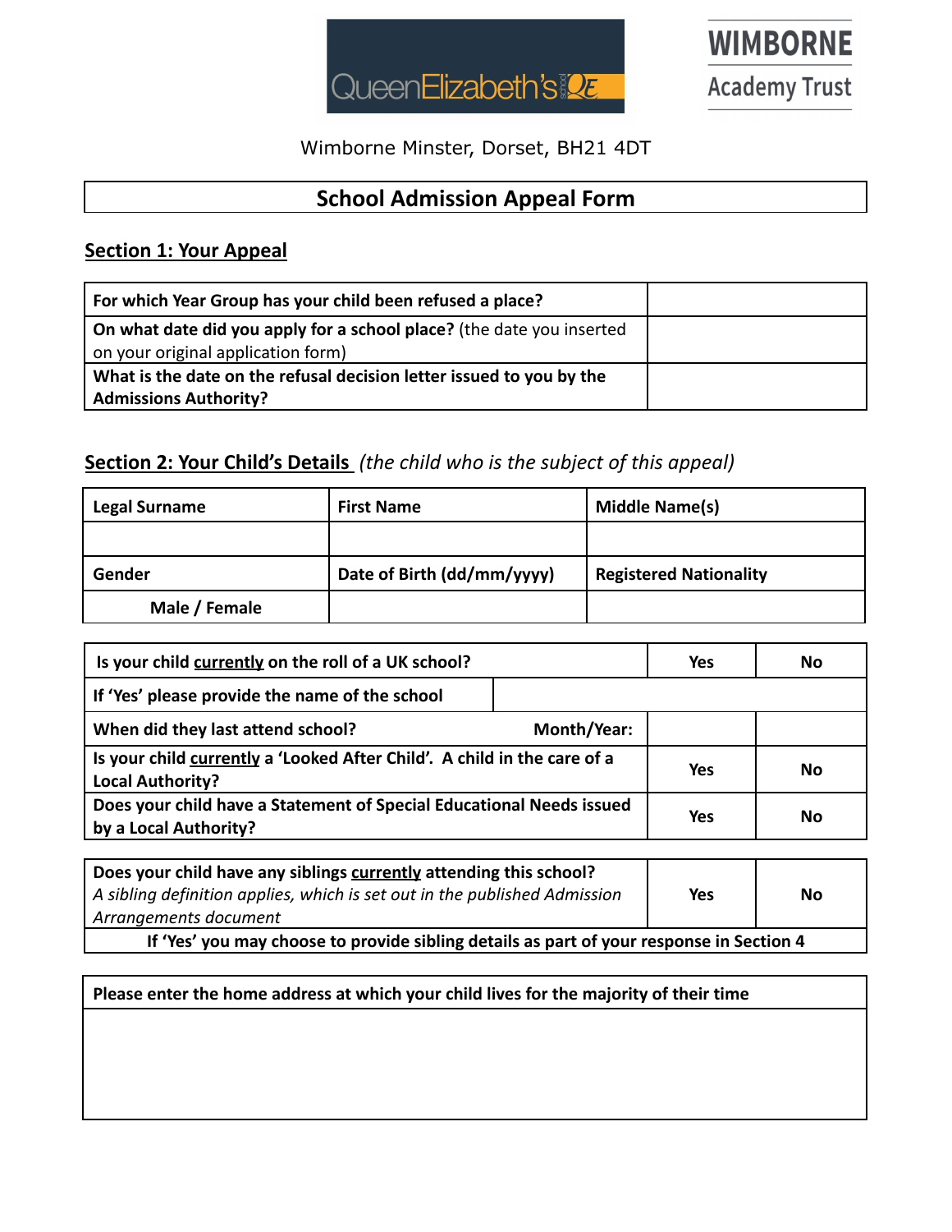Wimborne Minster, Dorset, BH21 4DT

# School Admission Appeal Form

## Section 1: Your Appeal

| **For which Year Group has your child been refused a place?** | |
|---|---|
| **On what date did you apply for a school place?** (the date you inserted on your original application form) | |
| **What is the date on the refusal decision letter issued to you by the Admissions Authority?** | |

## Section 2: Your Child's Details *(the child who is the subject of this appeal)*

| **Legal Surname** | **First Name** | **Middle Name(s)** |
|---|---|---|
| | | |
| **Gender** | **Date of Birth (dd/mm/yyyy)** | **Registered Nationality** |
| **Male / Female** | | |

| **Is your child currently on the roll of a UK school?** | | **Yes** | **No** |
|---|---|---|---|
| **If 'Yes' please provide the name of the school** | | | |
| **When did they last attend school?** | **Month/Year:** | | |
| **Is your child currently a 'Looked After Child'. A child in the care of a Local Authority?** | | **Yes** | **No** |
| **Does your child have a Statement of Special Educational Needs issued by a Local Authority?** | | **Yes** | **No** |

| **Does your child have any siblings currently attending this school?** *A sibling definition applies, which is set out in the published Admission Arrangements document* | **Yes** | **No** |
|---|---|---|
| **If 'Yes' you may choose to provide sibling details as part of your response in Section 4** | | |

| **Please enter the home address at which your child lives for the majority of their time** |
|---|
| |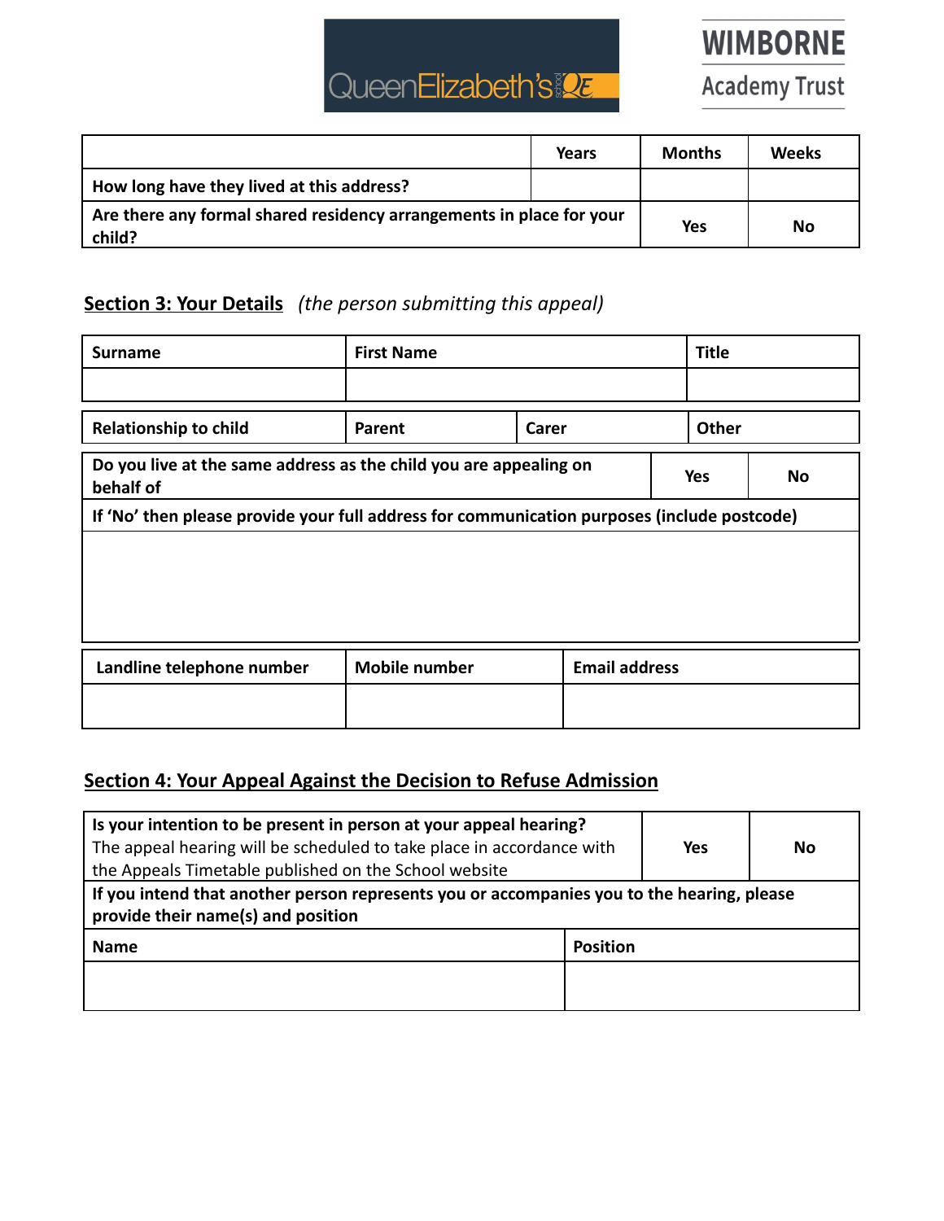| | Years | Months | Weeks |
|---|---|---|---|
| **How long have they lived at this address?** | | | |
| **Are there any formal shared residency arrangements in place for your child?** | | **Yes** | **No** |

## Section 3: Your Details *(the person submitting this appeal)*

| **Surname** | **First Name** | **Title** |
|---|---|---|
| | | |

| **Relationship to child** | **Parent** | **Carer** | **Other** |
|---|---|---|---|

| **Do you live at the same address as the child you are appealing on behalf of** | **Yes** | **No** |
|---|---|---|
| **If 'No' then please provide your full address for communication purposes (include postcode)** | | |
| | | |

| **Landline telephone number** | **Mobile number** | **Email address** |
|---|---|---|
| | | |

## Section 4: Your Appeal Against the Decision to Refuse Admission

| **Is your intention to be present in person at your appeal hearing?** The appeal hearing will be scheduled to take place in accordance with the Appeals Timetable published on the School website | **Yes** | **No** |
|---|---|---|
| **If you intend that another person represents you or accompanies you to the hearing, please provide their name(s) and position** | | |

| **Name** | **Position** |
|---|---|
| | |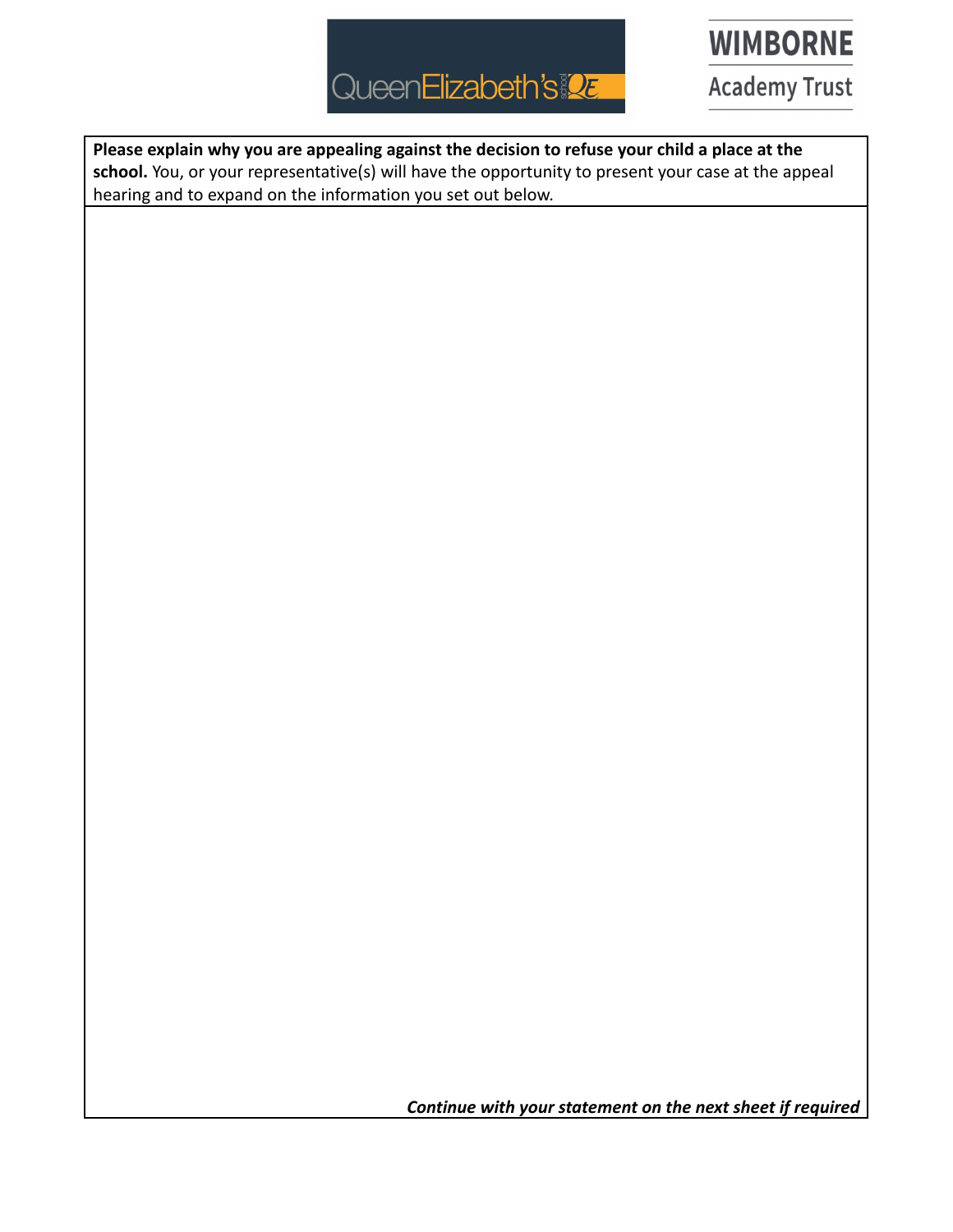**Please explain why you are appealing against the decision to refuse your child a place at the school.** You, or your representative(s) will have the opportunity to present your case at the appeal hearing and to expand on the information you set out below.

***Continue with your statement on the next sheet if required***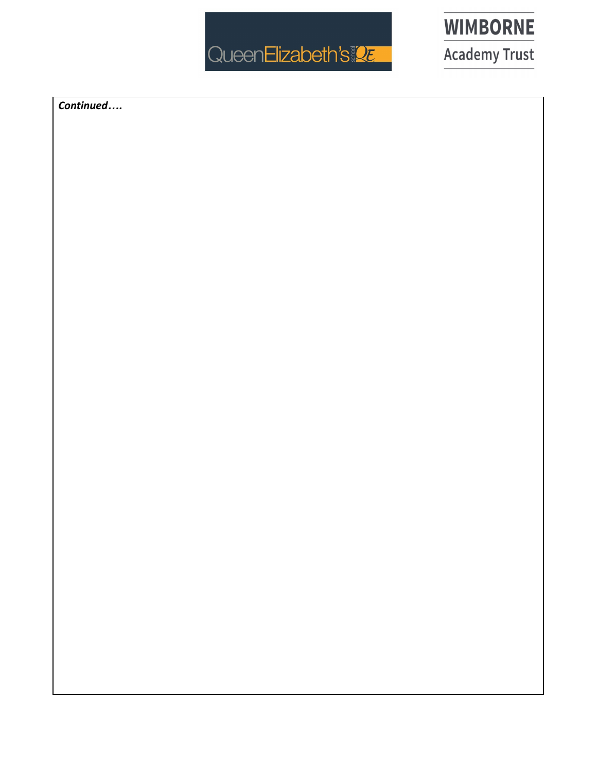***Continued….***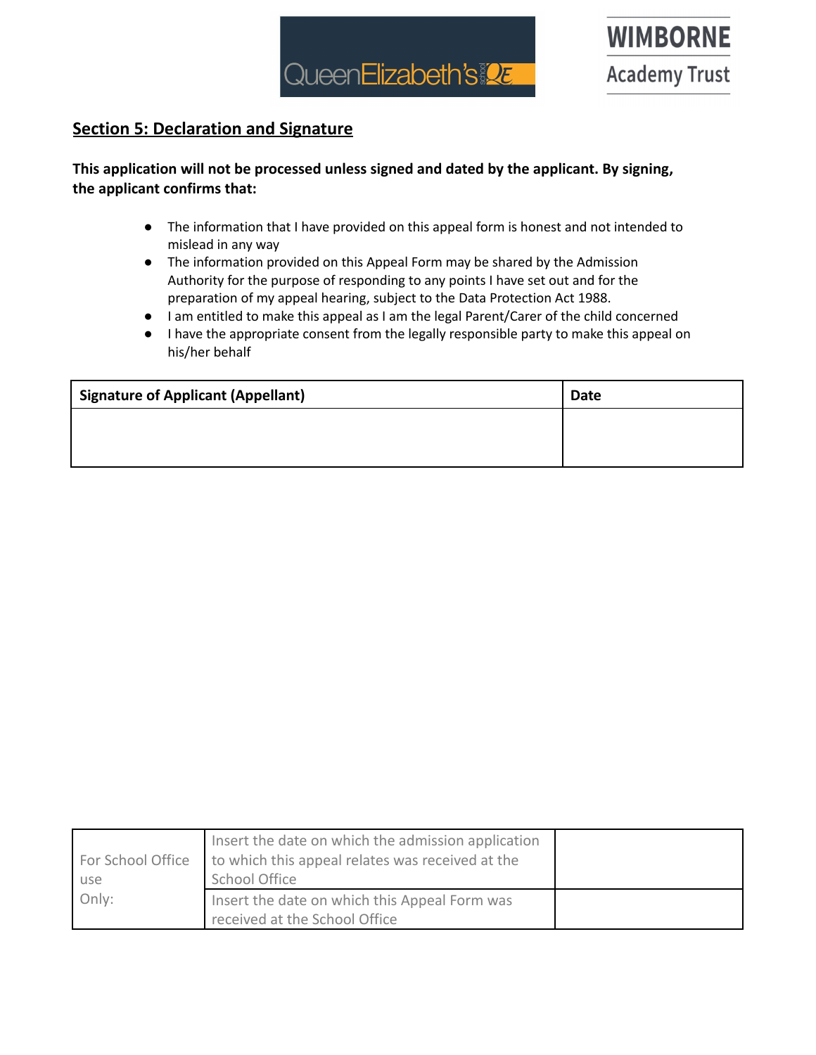## Section 5: Declaration and Signature

**This application will not be processed unless signed and dated by the applicant. By signing, the applicant confirms that:**

- The information that I have provided on this appeal form is honest and not intended to mislead in any way
- The information provided on this Appeal Form may be shared by the Admission Authority for the purpose of responding to any points I have set out and for the preparation of my appeal hearing, subject to the Data Protection Act 1988.
- I am entitled to make this appeal as I am the legal Parent/Carer of the child concerned
- I have the appropriate consent from the legally responsible party to make this appeal on his/her behalf

| Signature of Applicant (Appellant) | Date |
|---|---|
| | |

| For School Office use Only: | Insert the date on which the admission application to which this appeal relates was received at the School Office | |
|---|---|---|
| | Insert the date on which this Appeal Form was received at the School Office | |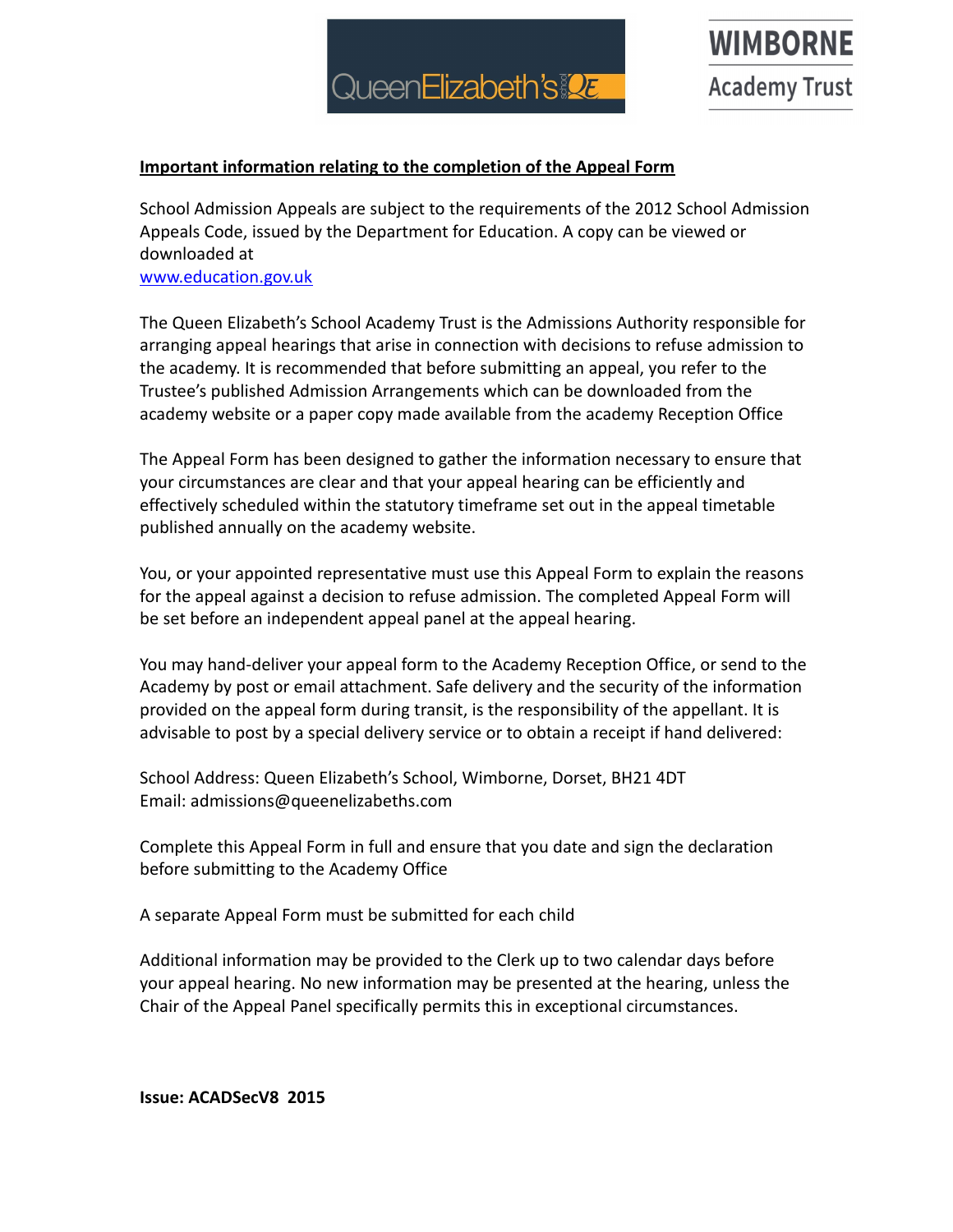QueenElizabeth's School QE

WIMBORNE
Academy Trust

**Important information relating to the completion of the Appeal Form**

School Admission Appeals are subject to the requirements of the 2012 School Admission Appeals Code, issued by the Department for Education. A copy can be viewed or downloaded at
www.education.gov.uk

The Queen Elizabeth's School Academy Trust is the Admissions Authority responsible for arranging appeal hearings that arise in connection with decisions to refuse admission to the academy. It is recommended that before submitting an appeal, you refer to the Trustee's published Admission Arrangements which can be downloaded from the academy website or a paper copy made available from the academy Reception Office

The Appeal Form has been designed to gather the information necessary to ensure that your circumstances are clear and that your appeal hearing can be efficiently and effectively scheduled within the statutory timeframe set out in the appeal timetable published annually on the academy website.

You, or your appointed representative must use this Appeal Form to explain the reasons for the appeal against a decision to refuse admission. The completed Appeal Form will be set before an independent appeal panel at the appeal hearing.

You may hand-deliver your appeal form to the Academy Reception Office, or send to the Academy by post or email attachment. Safe delivery and the security of the information provided on the appeal form during transit, is the responsibility of the appellant. It is advisable to post by a special delivery service or to obtain a receipt if hand delivered:

School Address: Queen Elizabeth's School, Wimborne, Dorset, BH21 4DT
Email: admissions@queenelizabeths.com

Complete this Appeal Form in full and ensure that you date and sign the declaration before submitting to the Academy Office

A separate Appeal Form must be submitted for each child

Additional information may be provided to the Clerk up to two calendar days before your appeal hearing. No new information may be presented at the hearing, unless the Chair of the Appeal Panel specifically permits this in exceptional circumstances.

**Issue: ACADSecV8 2015**